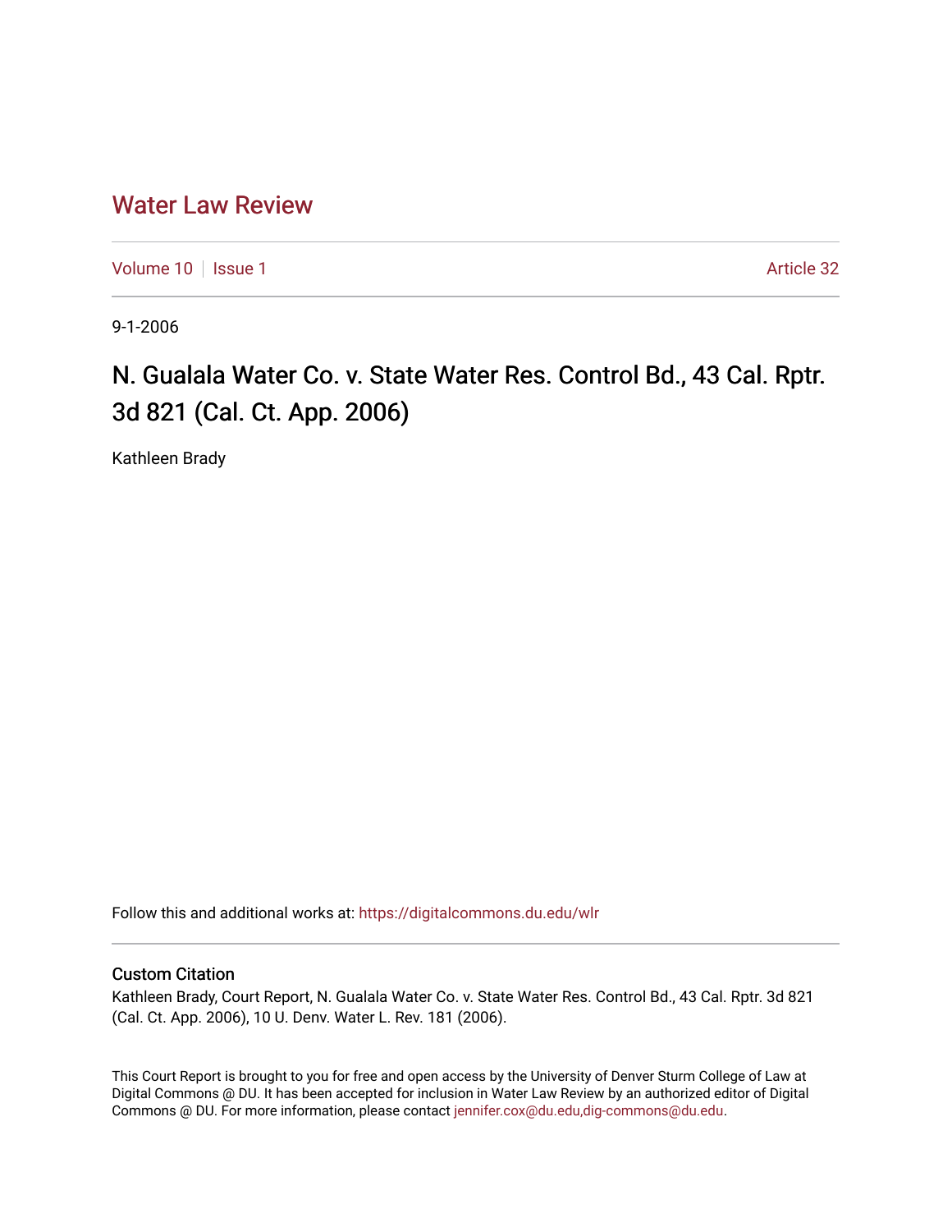# Water Law Review

Volume 10 | Issue 1 | Article 32

9-1-2006

## N. Gualala Water Co. v. State Water Res. Control Bd., 43 Cal. Rptr. 3d 821 (Cal. Ct. App. 2006)

Kathleen Brady

Follow this and additional works at: https://digitalcommons.du.edu/wlr

### Custom Citation

Kathleen Brady, Court Report, N. Gualala Water Co. v. State Water Res. Control Bd., 43 Cal. Rptr. 3d 821 (Cal. Ct. App. 2006), 10 U. Denv. Water L. Rev. 181 (2006).

This Court Report is brought to you for free and open access by the University of Denver Sturm College of Law at Digital Commons @ DU. It has been accepted for inclusion in Water Law Review by an authorized editor of Digital Commons @ DU. For more information, please contact jennifer.cox@du.edu,dig-commons@du.edu.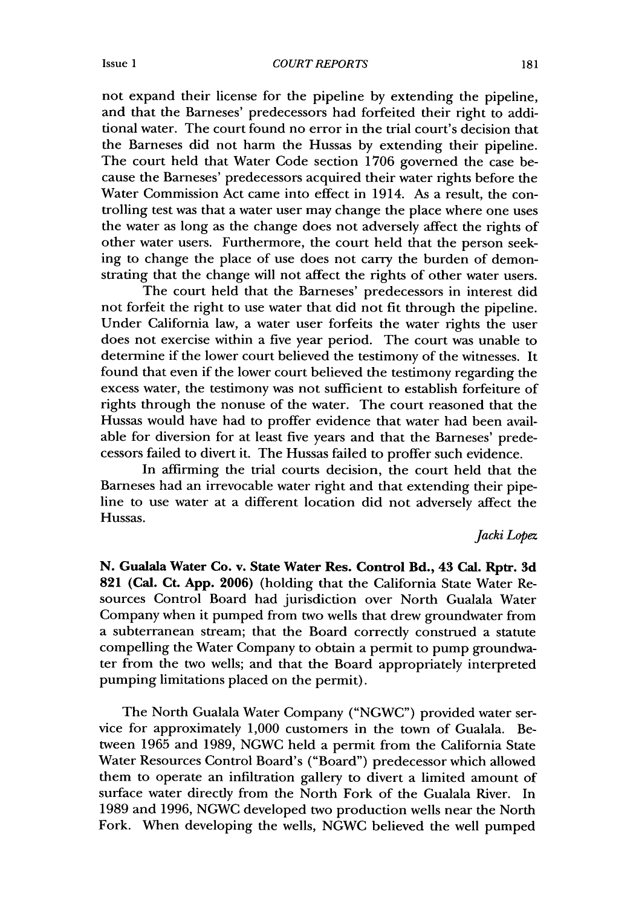not expand their license for the pipeline by extending the pipeline, and that the Barneses' predecessors had forfeited their right to additional water. The court found no error in the trial court's decision that the Barneses did not harm the Hussas by extending their pipeline. The court held that Water Code section 1706 governed the case because the Barneses' predecessors acquired their water rights before the Water Commission Act came into effect in 1914. As a result, the controlling test was that a water user may change the place where one uses the water as long as the change does not adversely affect the rights of other water users. Furthermore, the court held that the person seeking to change the place of use does not carry the burden of demonstrating that the change will not affect the rights of other water users.

The court held that the Barneses' predecessors in interest did not forfeit the right to use water that did not fit through the pipeline. Under California law, a water user forfeits the water rights the user does not exercise within a five year period. The court was unable to determine if the lower court believed the testimony of the witnesses. It found that even if the lower court believed the testimony regarding the excess water, the testimony was not sufficient to establish forfeiture of rights through the nonuse of the water. The court reasoned that the Hussas would have had to proffer evidence that water had been available for diversion for at least five years and that the Barneses' predecessors failed to divert it. The Hussas failed to proffer such evidence.

In affirming the trial courts decision, the court held that the Barneses had an irrevocable water right and that extending their pipeline to use water at a different location did not adversely affect the Hussas.

*Jacki Lopez*

**N. Gualala Water Co. v. State Water Res. Control Bd., 43 Cal. Rptr. 3d 821 (Cal. Ct. App. 2006)** (holding that the California State Water Resources Control Board had jurisdiction over North Gualala Water Company when it pumped from two wells that drew groundwater from a subterranean stream; that the Board correctly construed a statute compelling the Water Company to obtain a permit to pump groundwater from the two wells; and that the Board appropriately interpreted pumping limitations placed on the permit).

The North Gualala Water Company ("NGWC") provided water service for approximately 1,000 customers in the town of Gualala. Between 1965 and 1989, NGWC held a permit from the California State Water Resources Control Board's ("Board") predecessor which allowed them to operate an infiltration gallery to divert a limited amount of surface water directly from the North Fork of the Gualala River. In 1989 and 1996, NGWC developed two production wells near the North Fork. When developing the wells, NGWC believed the well pumped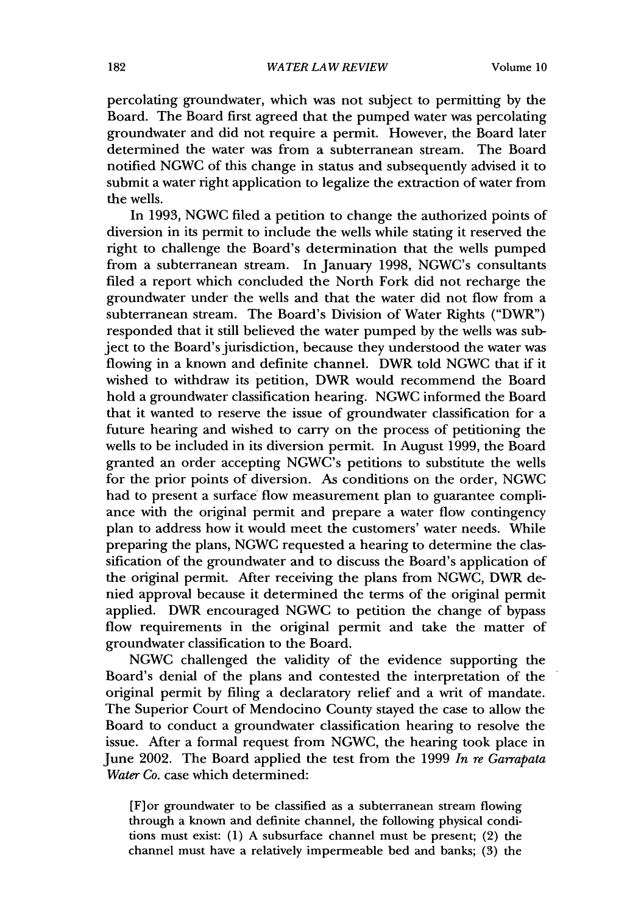percolating groundwater, which was not subject to permitting by the Board. The Board first agreed that the pumped water was percolating groundwater and did not require a permit. However, the Board later determined the water was from a subterranean stream. The Board notified NGWC of this change in status and subsequently advised it to submit a water right application to legalize the extraction of water from the wells.

In 1993, NGWC filed a petition to change the authorized points of diversion in its permit to include the wells while stating it reserved the right to challenge the Board's determination that the wells pumped from a subterranean stream. In January 1998, NGWC's consultants filed a report which concluded the North Fork did not recharge the groundwater under the wells and that the water did not flow from a subterranean stream. The Board's Division of Water Rights ("DWR") responded that it still believed the water pumped by the wells was subject to the Board's jurisdiction, because they understood the water was flowing in a known and definite channel. DWR told NGWC that if it wished to withdraw its petition, DWR would recommend the Board hold a groundwater classification hearing. NGWC informed the Board that it wanted to reserve the issue of groundwater classification for a future hearing and wished to carry on the process of petitioning the wells to be included in its diversion permit. In August 1999, the Board granted an order accepting NGWC's petitions to substitute the wells for the prior points of diversion. As conditions on the order, NGWC had to present a surface flow measurement plan to guarantee compliance with the original permit and prepare a water flow contingency plan to address how it would meet the customers' water needs. While preparing the plans, NGWC requested a hearing to determine the classification of the groundwater and to discuss the Board's application of the original permit. After receiving the plans from NGWC, DWR denied approval because it determined the terms of the original permit applied. DWR encouraged NGWC to petition the change of bypass flow requirements in the original permit and take the matter of groundwater classification to the Board.

NGWC challenged the validity of the evidence supporting the Board's denial of the plans and contested the interpretation of the original permit by filing a declaratory relief and a writ of mandate. The Superior Court of Mendocino County stayed the case to allow the Board to conduct a groundwater classification hearing to resolve the issue. After a formal request from NGWC, the hearing took place in June 2002. The Board applied the test from the 1999 *In re Garrapata Water Co.* case which determined:

> [F]or groundwater to be classified as a subterranean stream flowing through a known and definite channel, the following physical conditions must exist: (1) A subsurface channel must be present; (2) the channel must have a relatively impermeable bed and banks; (3) the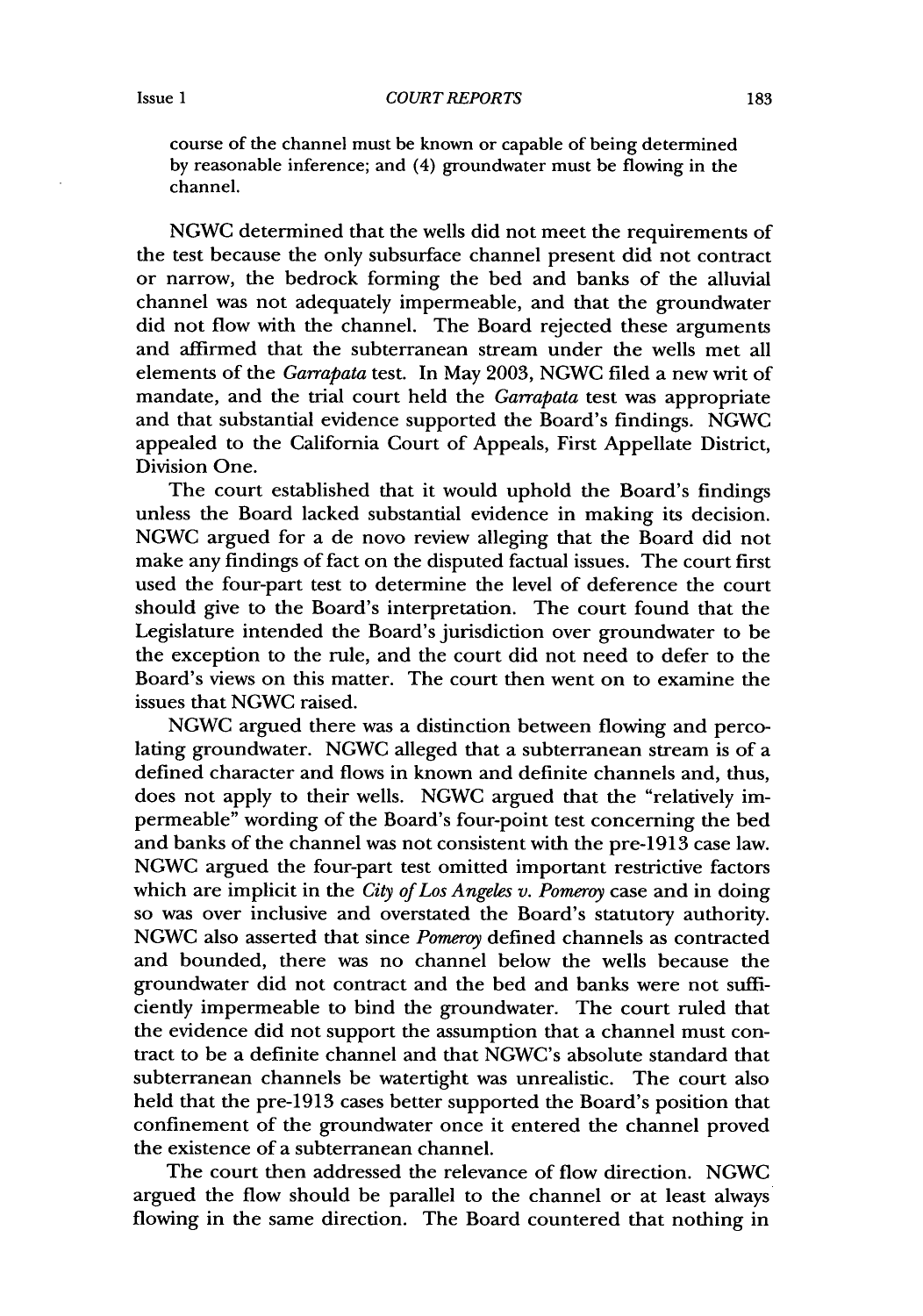course of the channel must be known or capable of being determined by reasonable inference; and (4) groundwater must be flowing in the channel.

NGWC determined that the wells did not meet the requirements of the test because the only subsurface channel present did not contract or narrow, the bedrock forming the bed and banks of the alluvial channel was not adequately impermeable, and that the groundwater did not flow with the channel. The Board rejected these arguments and affirmed that the subterranean stream under the wells met all elements of the *Garrapata* test. In May 2003, NGWC filed a new writ of mandate, and the trial court held the *Garrapata* test was appropriate and that substantial evidence supported the Board's findings. NGWC appealed to the California Court of Appeals, First Appellate District, Division One.

The court established that it would uphold the Board's findings unless the Board lacked substantial evidence in making its decision. NGWC argued for a de novo review alleging that the Board did not make any findings of fact on the disputed factual issues. The court first used the four-part test to determine the level of deference the court should give to the Board's interpretation. The court found that the Legislature intended the Board's jurisdiction over groundwater to be the exception to the rule, and the court did not need to defer to the Board's views on this matter. The court then went on to examine the issues that NGWC raised.

NGWC argued there was a distinction between flowing and percolating groundwater. NGWC alleged that a subterranean stream is of a defined character and flows in known and definite channels and, thus, does not apply to their wells. NGWC argued that the "relatively impermeable" wording of the Board's four-point test concerning the bed and banks of the channel was not consistent with the pre-1913 case law. NGWC argued the four-part test omitted important restrictive factors which are implicit in the *City of Los Angeles v. Pomeroy* case and in doing so was over inclusive and overstated the Board's statutory authority. NGWC also asserted that since *Pomeroy* defined channels as contracted and bounded, there was no channel below the wells because the groundwater did not contract and the bed and banks were not sufficiently impermeable to bind the groundwater. The court ruled that the evidence did not support the assumption that a channel must contract to be a definite channel and that NGWC's absolute standard that subterranean channels be watertight was unrealistic. The court also held that the pre-1913 cases better supported the Board's position that confinement of the groundwater once it entered the channel proved the existence of a subterranean channel.

The court then addressed the relevance of flow direction. NGWC argued the flow should be parallel to the channel or at least always flowing in the same direction. The Board countered that nothing in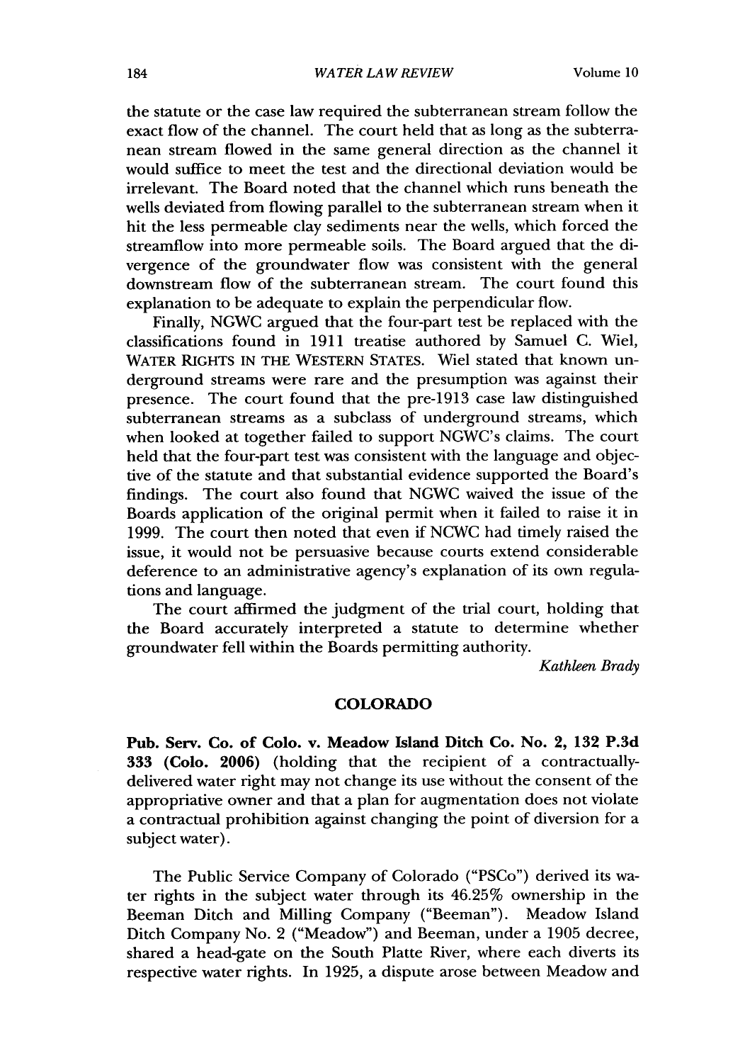the statute or the case law required the subterranean stream follow the exact flow of the channel. The court held that as long as the subterranean stream flowed in the same general direction as the channel it would suffice to meet the test and the directional deviation would be irrelevant. The Board noted that the channel which runs beneath the wells deviated from flowing parallel to the subterranean stream when it hit the less permeable clay sediments near the wells, which forced the streamflow into more permeable soils. The Board argued that the divergence of the groundwater flow was consistent with the general downstream flow of the subterranean stream. The court found this explanation to be adequate to explain the perpendicular flow.

Finally, NGWC argued that the four-part test be replaced with the classifications found in 1911 treatise authored by Samuel C. Wiel, WATER RIGHTS IN THE WESTERN STATES. Wiel stated that known underground streams were rare and the presumption was against their presence. The court found that the pre-1913 case law distinguished subterranean streams as a subclass of underground streams, which when looked at together failed to support NGWC's claims. The court held that the four-part test was consistent with the language and objective of the statute and that substantial evidence supported the Board's findings. The court also found that NGWC waived the issue of the Boards application of the original permit when it failed to raise it in 1999. The court then noted that even if NCWC had timely raised the issue, it would not be persuasive because courts extend considerable deference to an administrative agency's explanation of its own regulations and language.

The court affirmed the judgment of the trial court, holding that the Board accurately interpreted a statute to determine whether groundwater fell within the Boards permitting authority.

*Kathleen Brady*

## COLORADO

**Pub. Serv. Co. of Colo. v. Meadow Island Ditch Co. No. 2, 132 P.3d 333 (Colo. 2006)** (holding that the recipient of a contractually-delivered water right may not change its use without the consent of the appropriative owner and that a plan for augmentation does not violate a contractual prohibition against changing the point of diversion for a subject water).

The Public Service Company of Colorado ("PSCo") derived its water rights in the subject water through its 46.25% ownership in the Beeman Ditch and Milling Company ("Beeman"). Meadow Island Ditch Company No. 2 ("Meadow") and Beeman, under a 1905 decree, shared a head-gate on the South Platte River, where each diverts its respective water rights. In 1925, a dispute arose between Meadow and